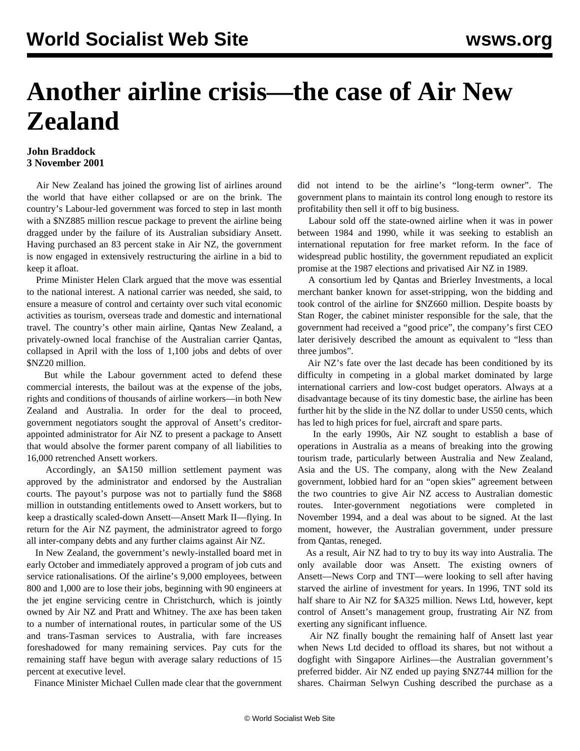# Another airline crisis—the case of Air New Zealand

**John Braddock**
**3 November 2001**

Air New Zealand has joined the growing list of airlines around the world that have either collapsed or are on the brink. The country's Labour-led government was forced to step in last month with a $NZ885 million rescue package to prevent the airline being dragged under by the failure of its Australian subsidiary Ansett. Having purchased an 83 percent stake in Air NZ, the government is now engaged in extensively restructuring the airline in a bid to keep it afloat.

Prime Minister Helen Clark argued that the move was essential to the national interest. A national carrier was needed, she said, to ensure a measure of control and certainty over such vital economic activities as tourism, overseas trade and domestic and international travel. The country's other main airline, Qantas New Zealand, a privately-owned local franchise of the Australian carrier Qantas, collapsed in April with the loss of 1,100 jobs and debts of over $NZ20 million.

But while the Labour government acted to defend these commercial interests, the bailout was at the expense of the jobs, rights and conditions of thousands of airline workers—in both New Zealand and Australia. In order for the deal to proceed, government negotiators sought the approval of Ansett's creditor-appointed administrator for Air NZ to present a package to Ansett that would absolve the former parent company of all liabilities to 16,000 retrenched Ansett workers.

Accordingly, an $A150 million settlement payment was approved by the administrator and endorsed by the Australian courts. The payout's purpose was not to partially fund the $868 million in outstanding entitlements owed to Ansett workers, but to keep a drastically scaled-down Ansett—Ansett Mark II—flying. In return for the Air NZ payment, the administrator agreed to forgo all inter-company debts and any further claims against Air NZ.

In New Zealand, the government's newly-installed board met in early October and immediately approved a program of job cuts and service rationalisations. Of the airline's 9,000 employees, between 800 and 1,000 are to lose their jobs, beginning with 90 engineers at the jet engine servicing centre in Christchurch, which is jointly owned by Air NZ and Pratt and Whitney. The axe has been taken to a number of international routes, in particular some of the US and trans-Tasman services to Australia, with fare increases foreshadowed for many remaining services. Pay cuts for the remaining staff have begun with average salary reductions of 15 percent at executive level.

Finance Minister Michael Cullen made clear that the government did not intend to be the airline's "long-term owner". The government plans to maintain its control long enough to restore its profitability then sell it off to big business.

Labour sold off the state-owned airline when it was in power between 1984 and 1990, while it was seeking to establish an international reputation for free market reform. In the face of widespread public hostility, the government repudiated an explicit promise at the 1987 elections and privatised Air NZ in 1989.

A consortium led by Qantas and Brierley Investments, a local merchant banker known for asset-stripping, won the bidding and took control of the airline for $NZ660 million. Despite boasts by Stan Roger, the cabinet minister responsible for the sale, that the government had received a "good price", the company's first CEO later derisively described the amount as equivalent to "less than three jumbos".

Air NZ's fate over the last decade has been conditioned by its difficulty in competing in a global market dominated by large international carriers and low-cost budget operators. Always at a disadvantage because of its tiny domestic base, the airline has been further hit by the slide in the NZ dollar to under US50 cents, which has led to high prices for fuel, aircraft and spare parts.

In the early 1990s, Air NZ sought to establish a base of operations in Australia as a means of breaking into the growing tourism trade, particularly between Australia and New Zealand, Asia and the US. The company, along with the New Zealand government, lobbied hard for an "open skies" agreement between the two countries to give Air NZ access to Australian domestic routes. Inter-government negotiations were completed in November 1994, and a deal was about to be signed. At the last moment, however, the Australian government, under pressure from Qantas, reneged.

As a result, Air NZ had to try to buy its way into Australia. The only available door was Ansett. The existing owners of Ansett—News Corp and TNT—were looking to sell after having starved the airline of investment for years. In 1996, TNT sold its half share to Air NZ for $A325 million. News Ltd, however, kept control of Ansett's management group, frustrating Air NZ from exerting any significant influence.

Air NZ finally bought the remaining half of Ansett last year when News Ltd decided to offload its shares, but not without a dogfight with Singapore Airlines—the Australian government's preferred bidder. Air NZ ended up paying $NZ744 million for the shares. Chairman Selwyn Cushing described the purchase as a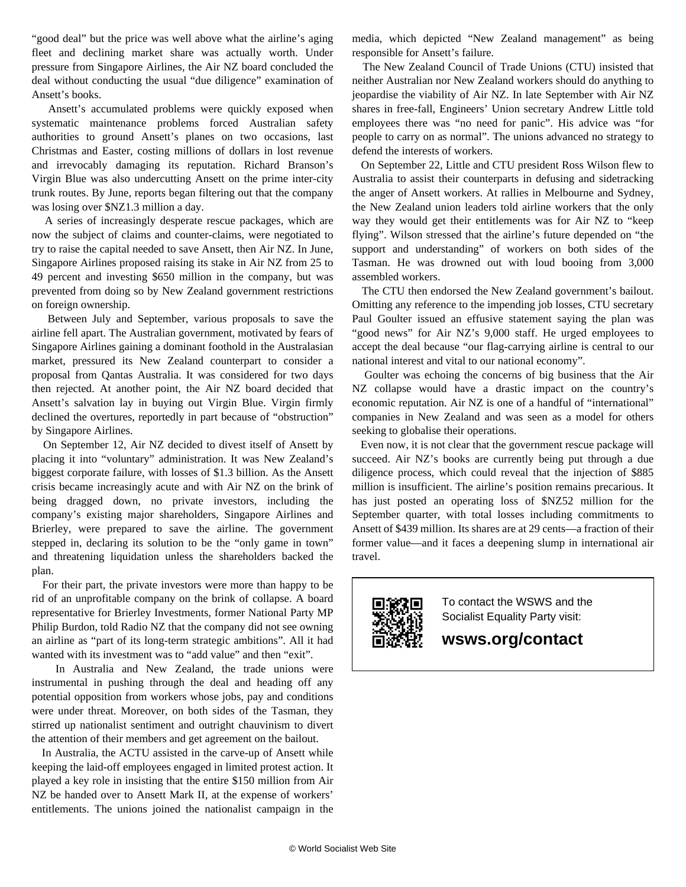"good deal" but the price was well above what the airline's aging fleet and declining market share was actually worth. Under pressure from Singapore Airlines, the Air NZ board concluded the deal without conducting the usual "due diligence" examination of Ansett's books.

Ansett's accumulated problems were quickly exposed when systematic maintenance problems forced Australian safety authorities to ground Ansett's planes on two occasions, last Christmas and Easter, costing millions of dollars in lost revenue and irrevocably damaging its reputation. Richard Branson's Virgin Blue was also undercutting Ansett on the prime inter-city trunk routes. By June, reports began filtering out that the company was losing over $NZ1.3 million a day.

A series of increasingly desperate rescue packages, which are now the subject of claims and counter-claims, were negotiated to try to raise the capital needed to save Ansett, then Air NZ. In June, Singapore Airlines proposed raising its stake in Air NZ from 25 to 49 percent and investing $650 million in the company, but was prevented from doing so by New Zealand government restrictions on foreign ownership.

Between July and September, various proposals to save the airline fell apart. The Australian government, motivated by fears of Singapore Airlines gaining a dominant foothold in the Australasian market, pressured its New Zealand counterpart to consider a proposal from Qantas Australia. It was considered for two days then rejected. At another point, the Air NZ board decided that Ansett's salvation lay in buying out Virgin Blue. Virgin firmly declined the overtures, reportedly in part because of "obstruction" by Singapore Airlines.

On September 12, Air NZ decided to divest itself of Ansett by placing it into "voluntary" administration. It was New Zealand's biggest corporate failure, with losses of $1.3 billion. As the Ansett crisis became increasingly acute and with Air NZ on the brink of being dragged down, no private investors, including the company's existing major shareholders, Singapore Airlines and Brierley, were prepared to save the airline. The government stepped in, declaring its solution to be the "only game in town" and threatening liquidation unless the shareholders backed the plan.

For their part, the private investors were more than happy to be rid of an unprofitable company on the brink of collapse. A board representative for Brierley Investments, former National Party MP Philip Burdon, told Radio NZ that the company did not see owning an airline as "part of its long-term strategic ambitions". All it had wanted with its investment was to "add value" and then "exit".

In Australia and New Zealand, the trade unions were instrumental in pushing through the deal and heading off any potential opposition from workers whose jobs, pay and conditions were under threat. Moreover, on both sides of the Tasman, they stirred up nationalist sentiment and outright chauvinism to divert the attention of their members and get agreement on the bailout.

In Australia, the ACTU assisted in the carve-up of Ansett while keeping the laid-off employees engaged in limited protest action. It played a key role in insisting that the entire $150 million from Air NZ be handed over to Ansett Mark II, at the expense of workers' entitlements. The unions joined the nationalist campaign in the media, which depicted "New Zealand management" as being responsible for Ansett's failure.

The New Zealand Council of Trade Unions (CTU) insisted that neither Australian nor New Zealand workers should do anything to jeopardise the viability of Air NZ. In late September with Air NZ shares in free-fall, Engineers' Union secretary Andrew Little told employees there was "no need for panic". His advice was "for people to carry on as normal". The unions advanced no strategy to defend the interests of workers.

On September 22, Little and CTU president Ross Wilson flew to Australia to assist their counterparts in defusing and sidetracking the anger of Ansett workers. At rallies in Melbourne and Sydney, the New Zealand union leaders told airline workers that the only way they would get their entitlements was for Air NZ to "keep flying". Wilson stressed that the airline's future depended on "the support and understanding" of workers on both sides of the Tasman. He was drowned out with loud booing from 3,000 assembled workers.

The CTU then endorsed the New Zealand government's bailout. Omitting any reference to the impending job losses, CTU secretary Paul Goulter issued an effusive statement saying the plan was "good news" for Air NZ's 9,000 staff. He urged employees to accept the deal because "our flag-carrying airline is central to our national interest and vital to our national economy".

Goulter was echoing the concerns of big business that the Air NZ collapse would have a drastic impact on the country's economic reputation. Air NZ is one of a handful of "international" companies in New Zealand and was seen as a model for others seeking to globalise their operations.

Even now, it is not clear that the government rescue package will succeed. Air NZ's books are currently being put through a due diligence process, which could reveal that the injection of $885 million is insufficient. The airline's position remains precarious. It has just posted an operating loss of $NZ52 million for the September quarter, with total losses including commitments to Ansett of $439 million. Its shares are at 29 cents—a fraction of their former value—and it faces a deepening slump in international air travel.

To contact the WSWS and the Socialist Equality Party visit:

**wsws.org/contact**